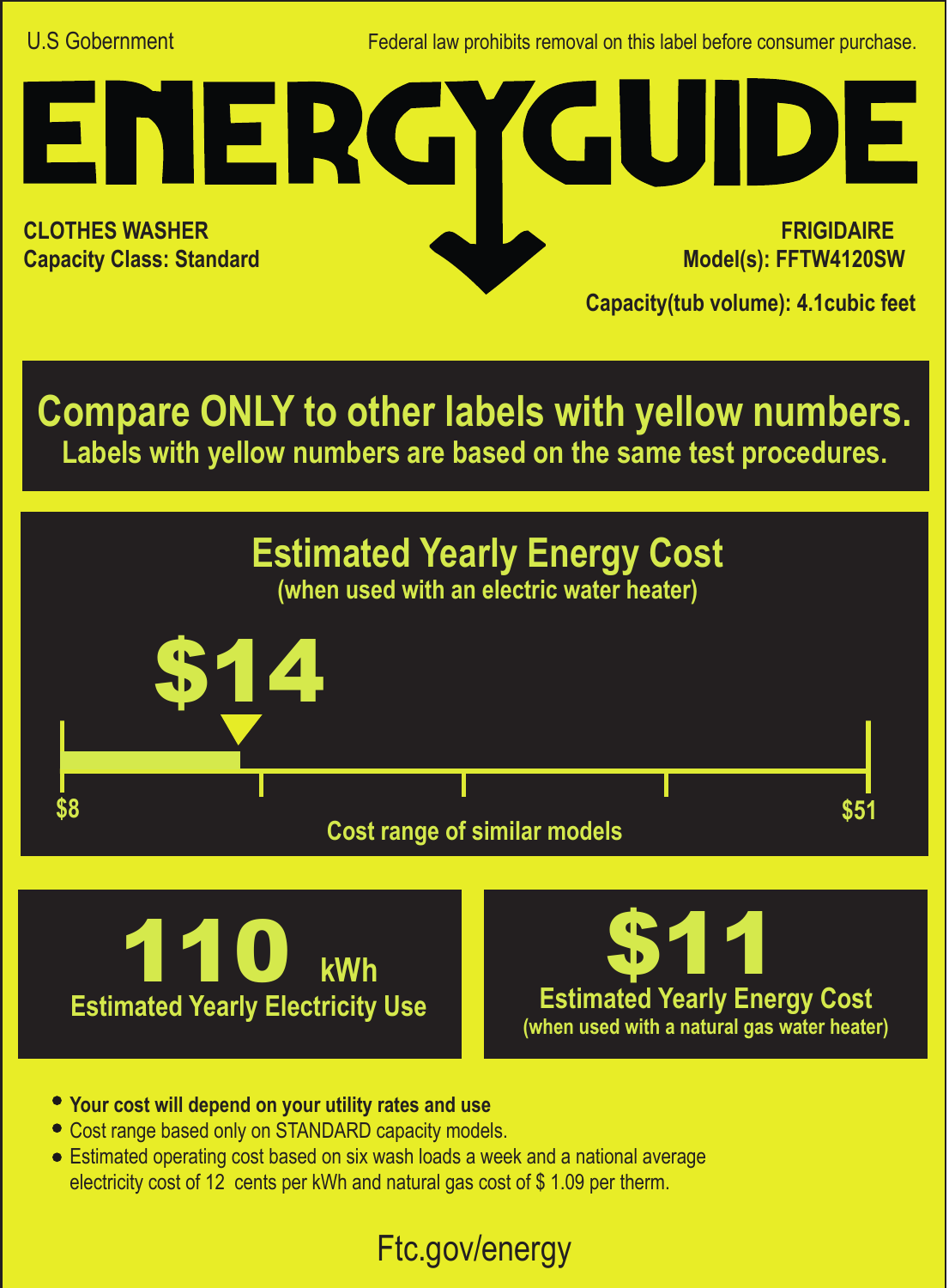U.S Gobernment

Federal law prohibits removal on this label before consumer purchase.

# ENERGYGUIDE

**CLOTHES WASHER**
**Capacity Class: Standard**

**FRIGIDAIRE**
**Model(s): FFTW4120SW**
**Capacity(tub volume): 4.1cubic feet**

## Compare ONLY to other labels with yellow numbers.

**Labels with yellow numbers are based on the same test procedures.**

## Estimated Yearly Energy Cost

(when used with an electric water heater)

# $14

$8 — $51

Cost range of similar models

# 110 kWh

**Estimated Yearly Electricity Use**

# $11

**Estimated Yearly Energy Cost**
(when used with a natural gas water heater)

- **Your cost will depend on your utility rates and use**
- Cost range based only on STANDARD capacity models.
- Estimated operating cost based on six wash loads a week and a national average electricity cost of 12 cents per kWh and natural gas cost of $ 1.09 per therm.

Ftc.gov/energy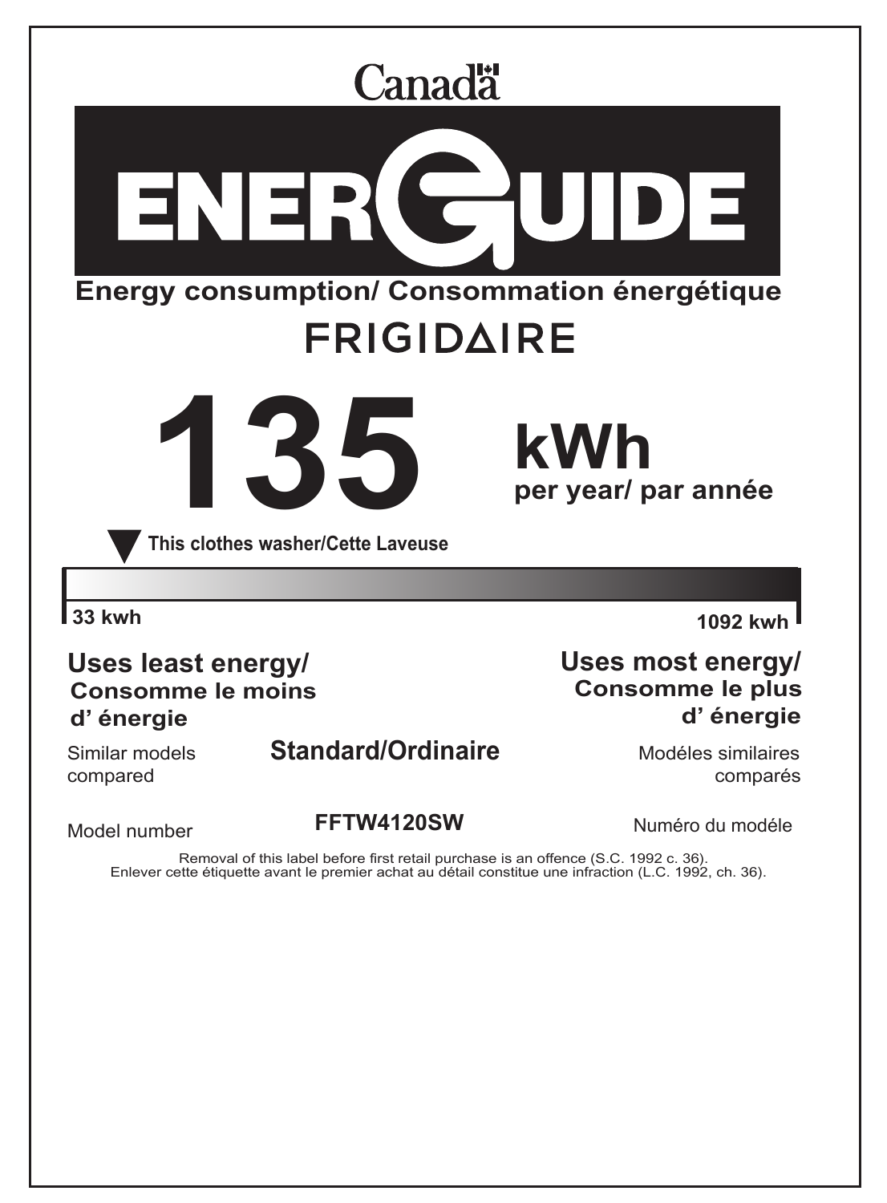Canadä

# ENERGUIDE

## Energy consumption/ Consommation énergétique

FRIGIDAIRE

# 135 kWh

**per year/ par année**

**This clothes washer/Cette Laveuse**

**33 kwh** — **1092 kwh**

**Uses least energy/ Consomme le moins d' énergie**

**Uses most energy/ Consomme le plus d' énergie**

Similar models compared — **Standard/Ordinaire** — Modéles similaires comparés

Model number — **FFTW4120SW** — Numéro du modéle

Removal of this label before first retail purchase is an offence (S.C. 1992 c. 36).
Enlever cette étiquette avant le premier achat au détail constitue une infraction (L.C. 1992, ch. 36).